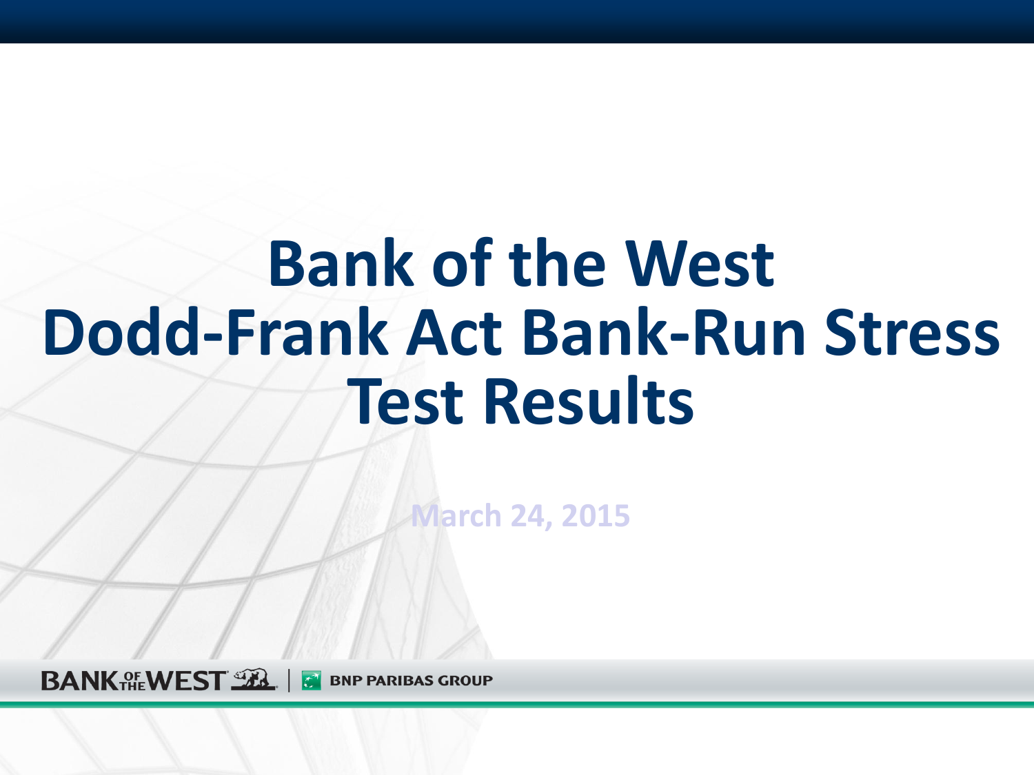# Bank of the West Dodd-Frank Act Bank-Run Stress Test Results

March 24, 2015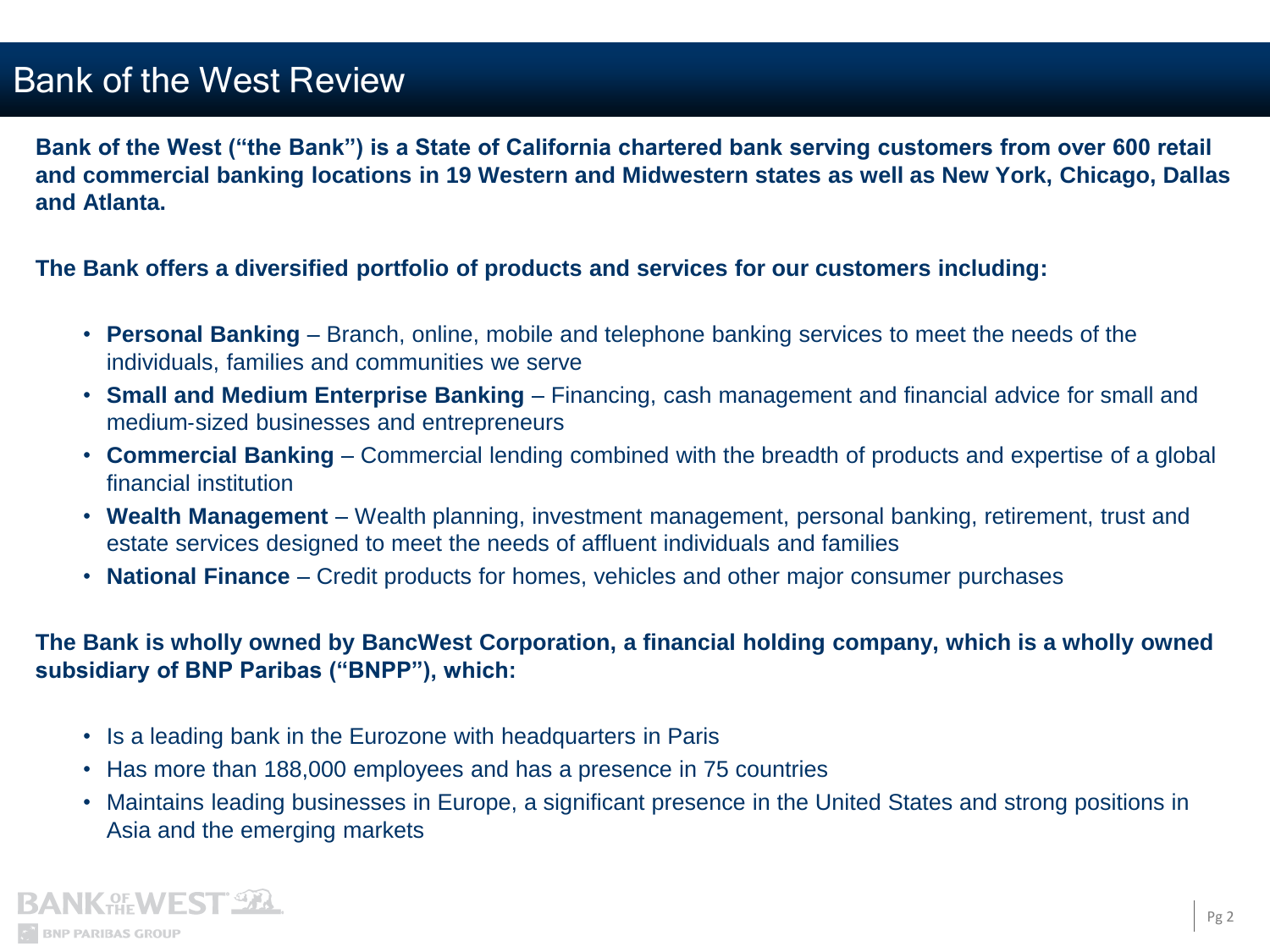# Bank of the West Review

**Bank of the West ("the Bank") is a State of California chartered bank serving customers from over 600 retail and commercial banking locations in 19 Western and Midwestern states as well as New York, Chicago, Dallas and Atlanta.**

**The Bank offers a diversified portfolio of products and services for our customers including:**

- **Personal Banking** – Branch, online, mobile and telephone banking services to meet the needs of the individuals, families and communities we serve
- **Small and Medium Enterprise Banking** – Financing, cash management and financial advice for small and medium-sized businesses and entrepreneurs
- **Commercial Banking** – Commercial lending combined with the breadth of products and expertise of a global financial institution
- **Wealth Management** – Wealth planning, investment management, personal banking, retirement, trust and estate services designed to meet the needs of affluent individuals and families
- **National Finance** – Credit products for homes, vehicles and other major consumer purchases

**The Bank is wholly owned by BancWest Corporation, a financial holding company, which is a wholly owned subsidiary of BNP Paribas ("BNPP"), which:**

- Is a leading bank in the Eurozone with headquarters in Paris
- Has more than 188,000 employees and has a presence in 75 countries
- Maintains leading businesses in Europe, a significant presence in the United States and strong positions in Asia and the emerging markets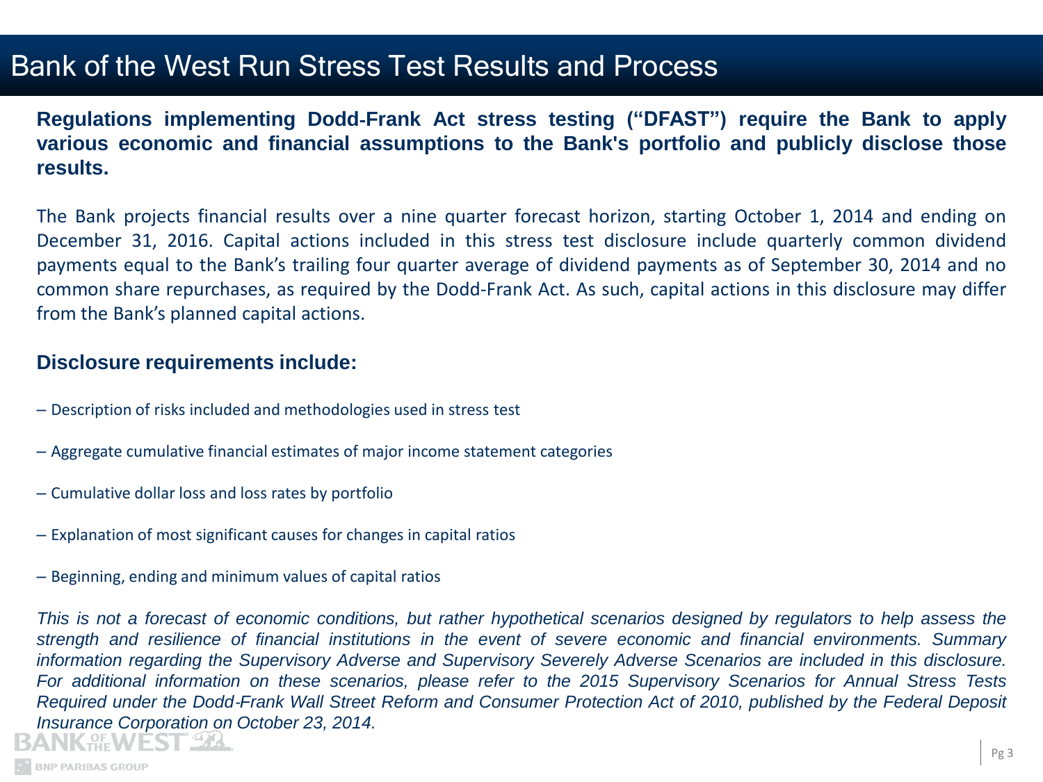# Bank of the West Run Stress Test Results and Process

**Regulations implementing Dodd-Frank Act stress testing (“DFAST”) require the Bank to apply various economic and financial assumptions to the Bank's portfolio and publicly disclose those results.**

The Bank projects financial results over a nine quarter forecast horizon, starting October 1, 2014 and ending on December 31, 2016. Capital actions included in this stress test disclosure include quarterly common dividend payments equal to the Bank’s trailing four quarter average of dividend payments as of September 30, 2014 and no common share repurchases, as required by the Dodd-Frank Act. As such, capital actions in this disclosure may differ from the Bank’s planned capital actions.

### Disclosure requirements include:

- Description of risks included and methodologies used in stress test
- Aggregate cumulative financial estimates of major income statement categories
- Cumulative dollar loss and loss rates by portfolio
- Explanation of most significant causes for changes in capital ratios
- Beginning, ending and minimum values of capital ratios

*This is not a forecast of economic conditions, but rather hypothetical scenarios designed by regulators to help assess the strength and resilience of financial institutions in the event of severe economic and financial environments. Summary information regarding the Supervisory Adverse and Supervisory Severely Adverse Scenarios are included in this disclosure. For additional information on these scenarios, please refer to the 2015 Supervisory Scenarios for Annual Stress Tests Required under the Dodd-Frank Wall Street Reform and Consumer Protection Act of 2010, published by the Federal Deposit Insurance Corporation on October 23, 2014.*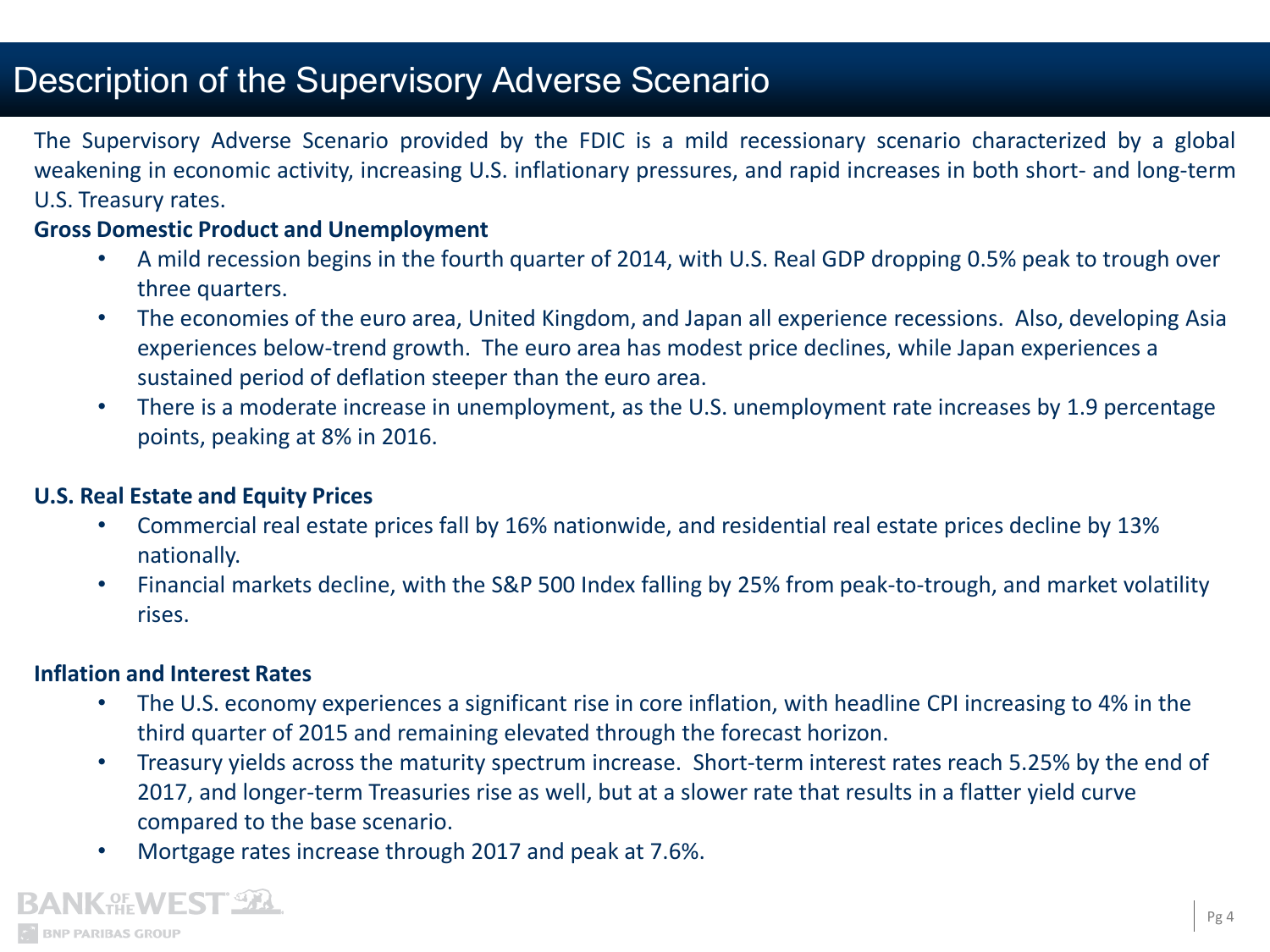# Description of the Supervisory Adverse Scenario

The Supervisory Adverse Scenario provided by the FDIC is a mild recessionary scenario characterized by a global weakening in economic activity, increasing U.S. inflationary pressures, and rapid increases in both short- and long-term U.S. Treasury rates.

**Gross Domestic Product and Unemployment**

- A mild recession begins in the fourth quarter of 2014, with U.S. Real GDP dropping 0.5% peak to trough over three quarters.
- The economies of the euro area, United Kingdom, and Japan all experience recessions. Also, developing Asia experiences below-trend growth. The euro area has modest price declines, while Japan experiences a sustained period of deflation steeper than the euro area.
- There is a moderate increase in unemployment, as the U.S. unemployment rate increases by 1.9 percentage points, peaking at 8% in 2016.

**U.S. Real Estate and Equity Prices**

- Commercial real estate prices fall by 16% nationwide, and residential real estate prices decline by 13% nationally.
- Financial markets decline, with the S&P 500 Index falling by 25% from peak-to-trough, and market volatility rises.

**Inflation and Interest Rates**

- The U.S. economy experiences a significant rise in core inflation, with headline CPI increasing to 4% in the third quarter of 2015 and remaining elevated through the forecast horizon.
- Treasury yields across the maturity spectrum increase. Short-term interest rates reach 5.25% by the end of 2017, and longer-term Treasuries rise as well, but at a slower rate that results in a flatter yield curve compared to the base scenario.
- Mortgage rates increase through 2017 and peak at 7.6%.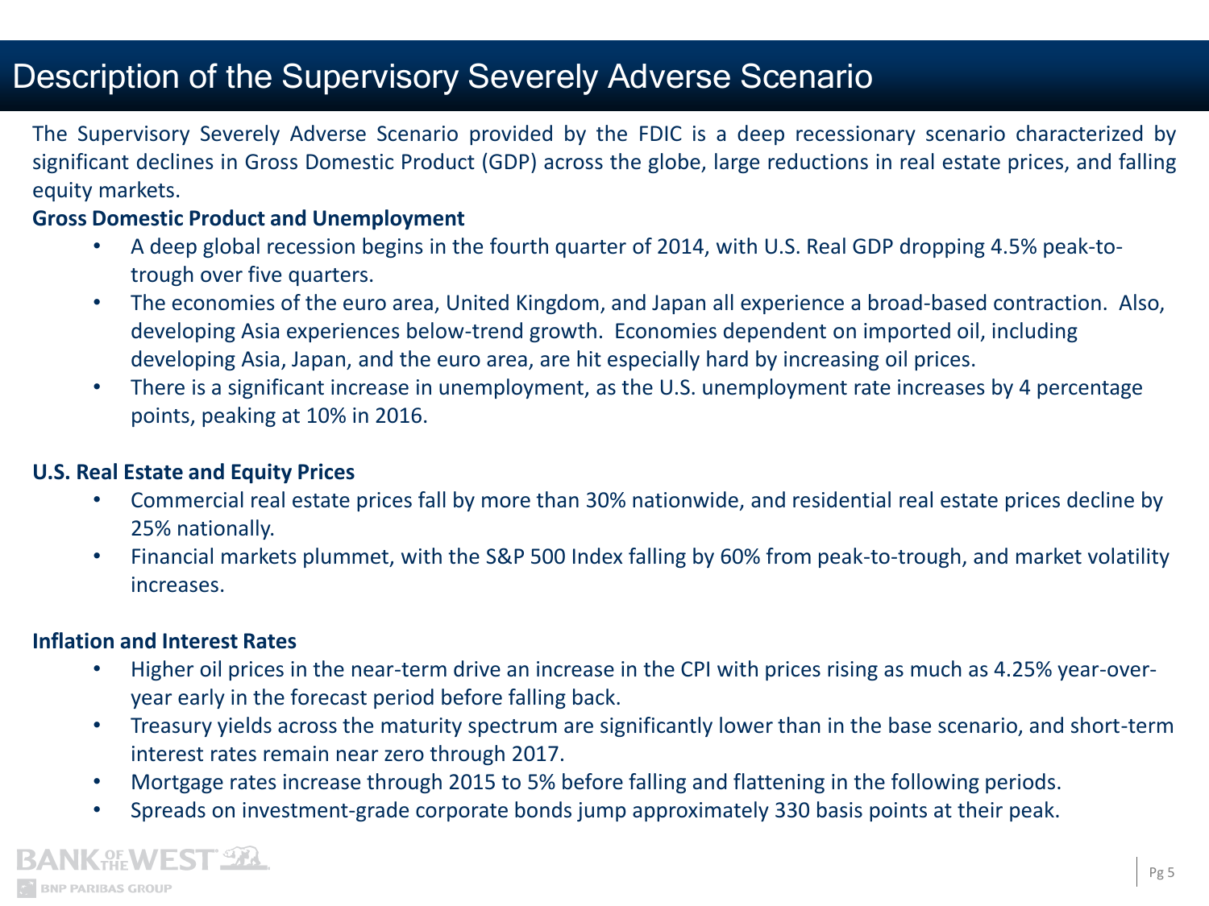# Description of the Supervisory Severely Adverse Scenario

The Supervisory Severely Adverse Scenario provided by the FDIC is a deep recessionary scenario characterized by significant declines in Gross Domestic Product (GDP) across the globe, large reductions in real estate prices, and falling equity markets.

**Gross Domestic Product and Unemployment**

- A deep global recession begins in the fourth quarter of 2014, with U.S. Real GDP dropping 4.5% peak-to-trough over five quarters.
- The economies of the euro area, United Kingdom, and Japan all experience a broad-based contraction. Also, developing Asia experiences below-trend growth. Economies dependent on imported oil, including developing Asia, Japan, and the euro area, are hit especially hard by increasing oil prices.
- There is a significant increase in unemployment, as the U.S. unemployment rate increases by 4 percentage points, peaking at 10% in 2016.

**U.S. Real Estate and Equity Prices**

- Commercial real estate prices fall by more than 30% nationwide, and residential real estate prices decline by 25% nationally.
- Financial markets plummet, with the S&P 500 Index falling by 60% from peak-to-trough, and market volatility increases.

**Inflation and Interest Rates**

- Higher oil prices in the near-term drive an increase in the CPI with prices rising as much as 4.25% year-over-year early in the forecast period before falling back.
- Treasury yields across the maturity spectrum are significantly lower than in the base scenario, and short-term interest rates remain near zero through 2017.
- Mortgage rates increase through 2015 to 5% before falling and flattening in the following periods.
- Spreads on investment-grade corporate bonds jump approximately 330 basis points at their peak.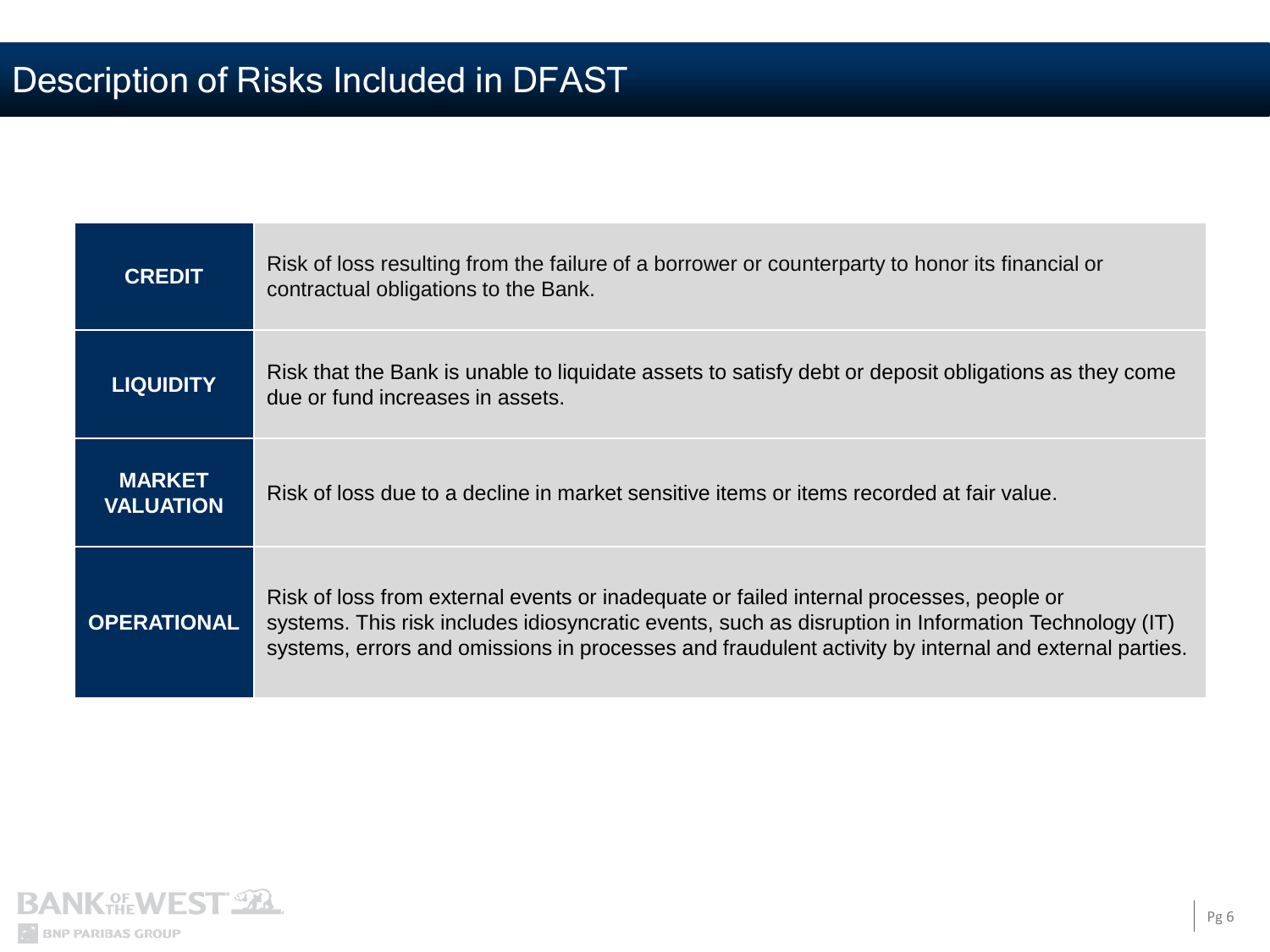# Description of Risks Included in DFAST

| | |
|---|---|
| **CREDIT** | Risk of loss resulting from the failure of a borrower or counterparty to honor its financial or contractual obligations to the Bank. |
| **LIQUIDITY** | Risk that the Bank is unable to liquidate assets to satisfy debt or deposit obligations as they come due or fund increases in assets. |
| **MARKET VALUATION** | Risk of loss due to a decline in market sensitive items or items recorded at fair value. |
| **OPERATIONAL** | Risk of loss from external events or inadequate or failed internal processes, people or systems. This risk includes idiosyncratic events, such as disruption in Information Technology (IT) systems, errors and omissions in processes and fraudulent activity by internal and external parties. |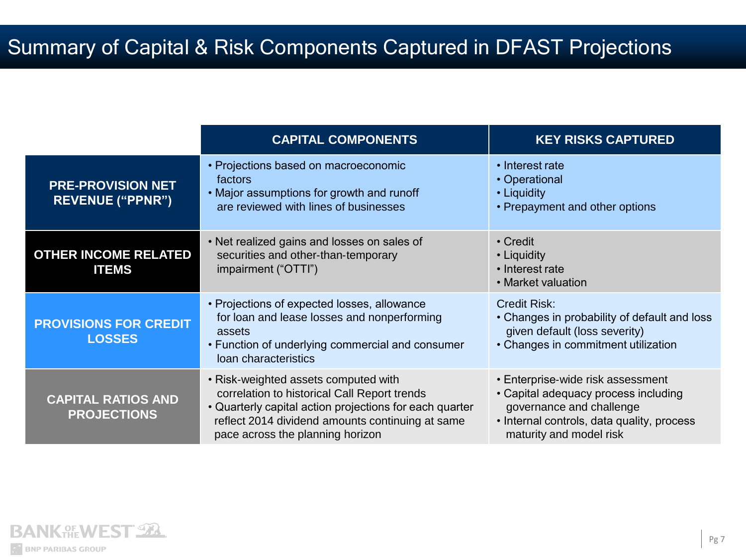# Summary of Capital & Risk Components Captured in DFAST Projections

| | CAPITAL COMPONENTS | KEY RISKS CAPTURED |
|---|---|---|
| **PRE-PROVISION NET REVENUE ("PPNR")** | • Projections based on macroeconomic factors<br>• Major assumptions for growth and runoff are reviewed with lines of businesses | • Interest rate<br>• Operational<br>• Liquidity<br>• Prepayment and other options |
| **OTHER INCOME RELATED ITEMS** | • Net realized gains and losses on sales of securities and other-than-temporary impairment ("OTTI") | • Credit<br>• Liquidity<br>• Interest rate<br>• Market valuation |
| **PROVISIONS FOR CREDIT LOSSES** | • Projections of expected losses, allowance for loan and lease losses and nonperforming assets<br>• Function of underlying commercial and consumer loan characteristics | Credit Risk:<br>• Changes in probability of default and loss given default (loss severity)<br>• Changes in commitment utilization |
| **CAPITAL RATIOS AND PROJECTIONS** | • Risk-weighted assets computed with correlation to historical Call Report trends<br>• Quarterly capital action projections for each quarter reflect 2014 dividend amounts continuing at same pace across the planning horizon | • Enterprise-wide risk assessment<br>• Capital adequacy process including governance and challenge<br>• Internal controls, data quality, process maturity and model risk |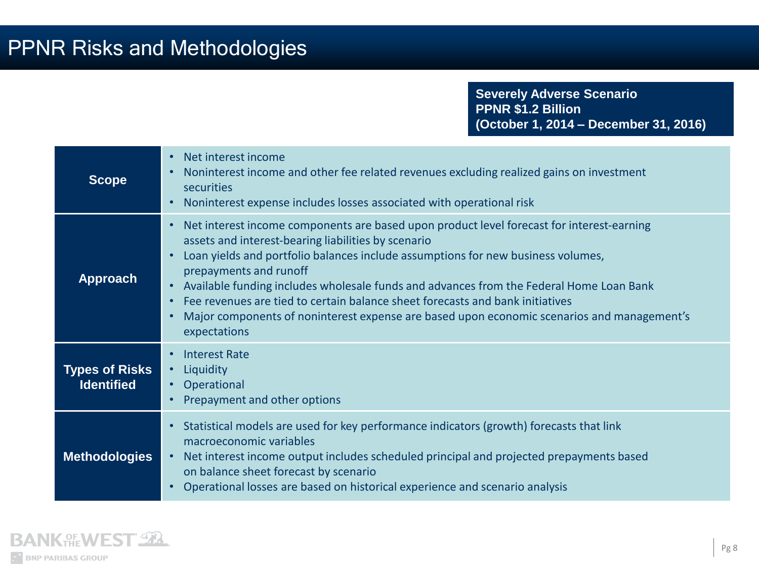# PPNR Risks and Methodologies

**Severely Adverse Scenario**
**PPNR $1.2 Billion**
**(October 1, 2014 – December 31, 2016)**

| | |
|---|---|
| **Scope** | • Net interest income<br>• Noninterest income and other fee related revenues excluding realized gains on investment securities<br>• Noninterest expense includes losses associated with operational risk |
| **Approach** | • Net interest income components are based upon product level forecast for interest-earning assets and interest-bearing liabilities by scenario<br>• Loan yields and portfolio balances include assumptions for new business volumes, prepayments and runoff<br>• Available funding includes wholesale funds and advances from the Federal Home Loan Bank<br>• Fee revenues are tied to certain balance sheet forecasts and bank initiatives<br>• Major components of noninterest expense are based upon economic scenarios and management's expectations |
| **Types of Risks Identified** | • Interest Rate<br>• Liquidity<br>• Operational<br>• Prepayment and other options |
| **Methodologies** | • Statistical models are used for key performance indicators (growth) forecasts that link macroeconomic variables<br>• Net interest income output includes scheduled principal and projected prepayments based on balance sheet forecast by scenario<br>• Operational losses are based on historical experience and scenario analysis |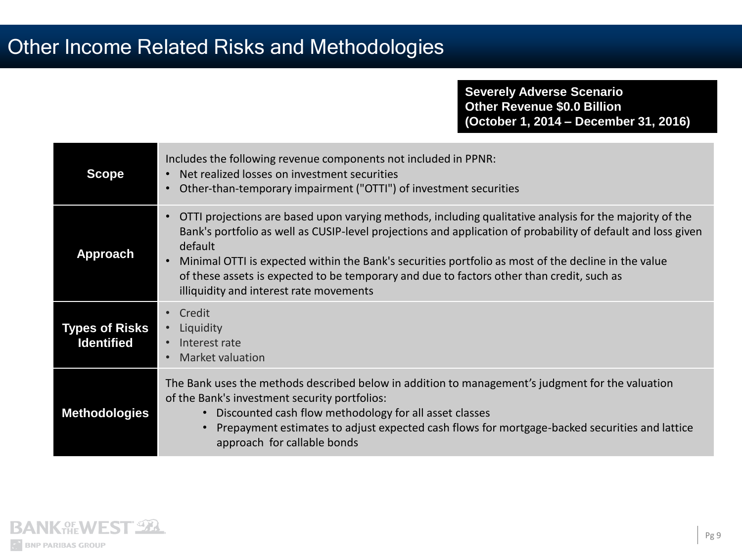# Other Income Related Risks and Methodologies

**Severely Adverse Scenario**
**Other Revenue $0.0 Billion**
**(October 1, 2014 – December 31, 2016)**

| | |
|---|---|
| **Scope** | Includes the following revenue components not included in PPNR:<br>• Net realized losses on investment securities<br>• Other-than-temporary impairment ("OTTI") of investment securities |
| **Approach** | • OTTI projections are based upon varying methods, including qualitative analysis for the majority of the Bank's portfolio as well as CUSIP-level projections and application of probability of default and loss given default<br>• Minimal OTTI is expected within the Bank's securities portfolio as most of the decline in the value of these assets is expected to be temporary and due to factors other than credit, such as illiquidity and interest rate movements |
| **Types of Risks Identified** | • Credit<br>• Liquidity<br>• Interest rate<br>• Market valuation |
| **Methodologies** | The Bank uses the methods described below in addition to management's judgment for the valuation of the Bank's investment security portfolios:<br>• Discounted cash flow methodology for all asset classes<br>• Prepayment estimates to adjust expected cash flows for mortgage-backed securities and lattice approach for callable bonds |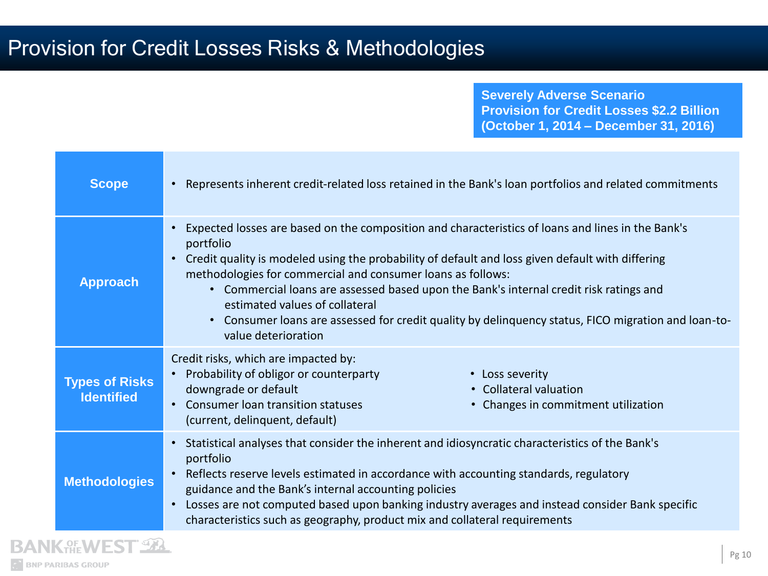# Provision for Credit Losses Risks & Methodologies

**Severely Adverse Scenario**
**Provision for Credit Losses $2.2 Billion**
**(October 1, 2014 – December 31, 2016)**

| | |
|---|---|
| **Scope** | • Represents inherent credit-related loss retained in the Bank's loan portfolios and related commitments |
| **Approach** | • Expected losses are based on the composition and characteristics of loans and lines in the Bank's portfolio<br>• Credit quality is modeled using the probability of default and loss given default with differing methodologies for commercial and consumer loans as follows:<br>&nbsp;&nbsp;&nbsp;&nbsp;• Commercial loans are assessed based upon the Bank's internal credit risk ratings and estimated values of collateral<br>&nbsp;&nbsp;&nbsp;&nbsp;• Consumer loans are assessed for credit quality by delinquency status, FICO migration and loan-to-value deterioration |
| **Types of Risks Identified** | Credit risks, which are impacted by:<br>• Probability of obligor or counterparty downgrade or default<br>• Consumer loan transition statuses (current, delinquent, default)<br>• Loss severity<br>• Collateral valuation<br>• Changes in commitment utilization |
| **Methodologies** | • Statistical analyses that consider the inherent and idiosyncratic characteristics of the Bank's portfolio<br>• Reflects reserve levels estimated in accordance with accounting standards, regulatory guidance and the Bank's internal accounting policies<br>• Losses are not computed based upon banking industry averages and instead consider Bank specific characteristics such as geography, product mix and collateral requirements |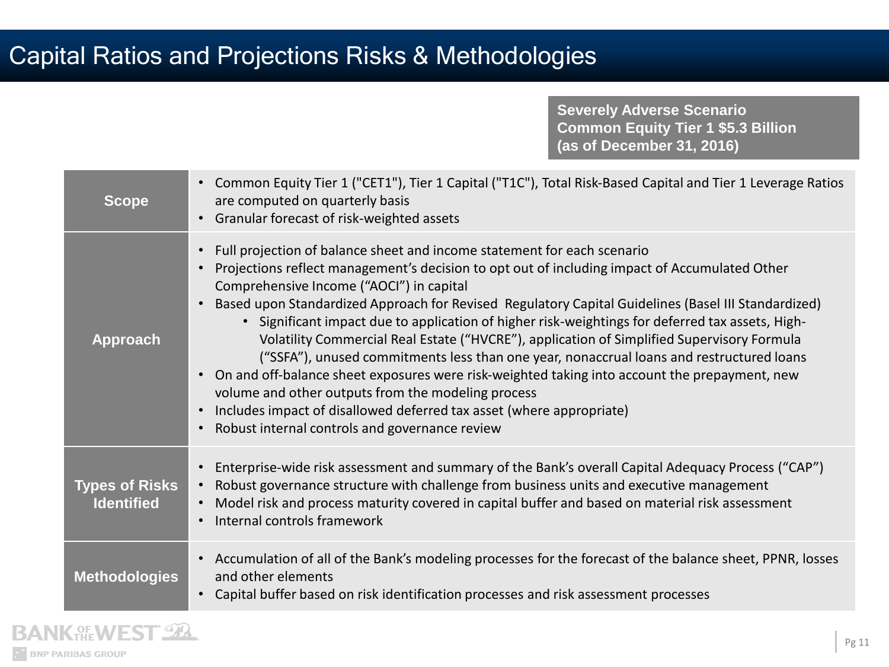# Capital Ratios and Projections Risks & Methodologies

**Severely Adverse Scenario**
**Common Equity Tier 1 $5.3 Billion**
**(as of December 31, 2016)**

| | |
|---|---|
| **Scope** | • Common Equity Tier 1 ("CET1"), Tier 1 Capital ("T1C"), Total Risk-Based Capital and Tier 1 Leverage Ratios are computed on quarterly basis<br>• Granular forecast of risk-weighted assets |
| **Approach** | • Full projection of balance sheet and income statement for each scenario<br>• Projections reflect management's decision to opt out of including impact of Accumulated Other Comprehensive Income ("AOCI") in capital<br>• Based upon Standardized Approach for Revised Regulatory Capital Guidelines (Basel III Standardized)<br>&nbsp;&nbsp;&nbsp;&nbsp;• Significant impact due to application of higher risk-weightings for deferred tax assets, High-Volatility Commercial Real Estate ("HVCRE"), application of Simplified Supervisory Formula ("SSFA"), unused commitments less than one year, nonaccrual loans and restructured loans<br>• On and off-balance sheet exposures were risk-weighted taking into account the prepayment, new volume and other outputs from the modeling process<br>• Includes impact of disallowed deferred tax asset (where appropriate)<br>• Robust internal controls and governance review |
| **Types of Risks Identified** | • Enterprise-wide risk assessment and summary of the Bank's overall Capital Adequacy Process ("CAP")<br>• Robust governance structure with challenge from business units and executive management<br>• Model risk and process maturity covered in capital buffer and based on material risk assessment<br>• Internal controls framework |
| **Methodologies** | • Accumulation of all of the Bank's modeling processes for the forecast of the balance sheet, PPNR, losses and other elements<br>• Capital buffer based on risk identification processes and risk assessment processes |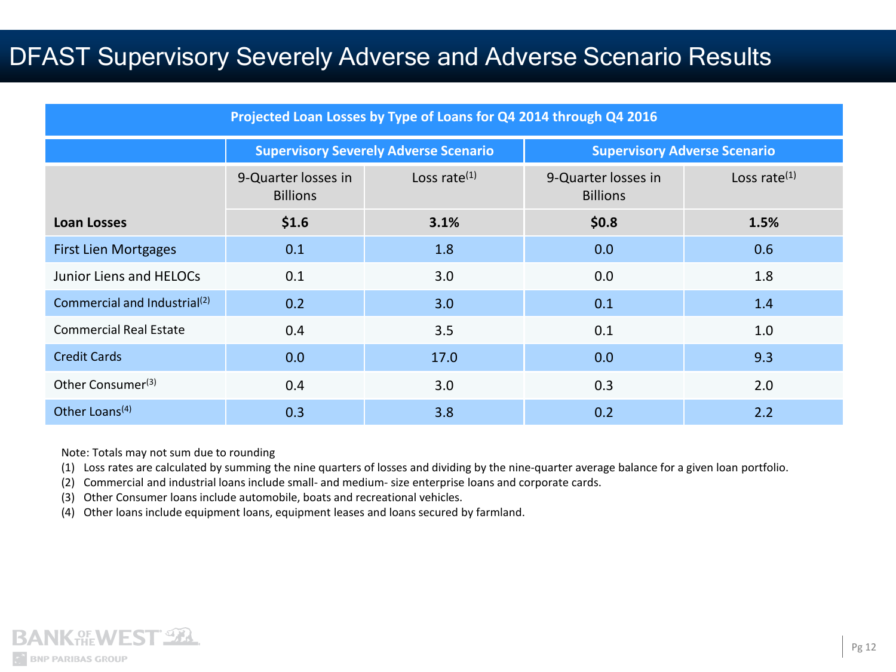# DFAST Supervisory Severely Adverse and Adverse Scenario Results

| Projected Loan Losses by Type of Loans for Q4 2014 through Q4 2016 | | | | |
|---|---|---|---|---|
| | Supervisory Severely Adverse Scenario | | Supervisory Adverse Scenario | |
| | 9-Quarter losses in Billions | Loss rate[(1)] | 9-Quarter losses in Billions | Loss rate[(1)] |
| **Loan Losses** | **$1.6** | **3.1%** | **$0.8** | **1.5%** |
| First Lien Mortgages | 0.1 | 1.8 | 0.0 | 0.6 |
| Junior Liens and HELOCs | 0.1 | 3.0 | 0.0 | 1.8 |
| Commercial and Industrial[(2)] | 0.2 | 3.0 | 0.1 | 1.4 |
| Commercial Real Estate | 0.4 | 3.5 | 0.1 | 1.0 |
| Credit Cards | 0.0 | 17.0 | 0.0 | 9.3 |
| Other Consumer[(3)] | 0.4 | 3.0 | 0.3 | 2.0 |
| Other Loans[(4)] | 0.3 | 3.8 | 0.2 | 2.2 |

Note: Totals may not sum due to rounding

(1) Loss rates are calculated by summing the nine quarters of losses and dividing by the nine-quarter average balance for a given loan portfolio.

(2) Commercial and industrial loans include small- and medium- size enterprise loans and corporate cards.

(3) Other Consumer loans include automobile, boats and recreational vehicles.

(4) Other loans include equipment loans, equipment leases and loans secured by farmland.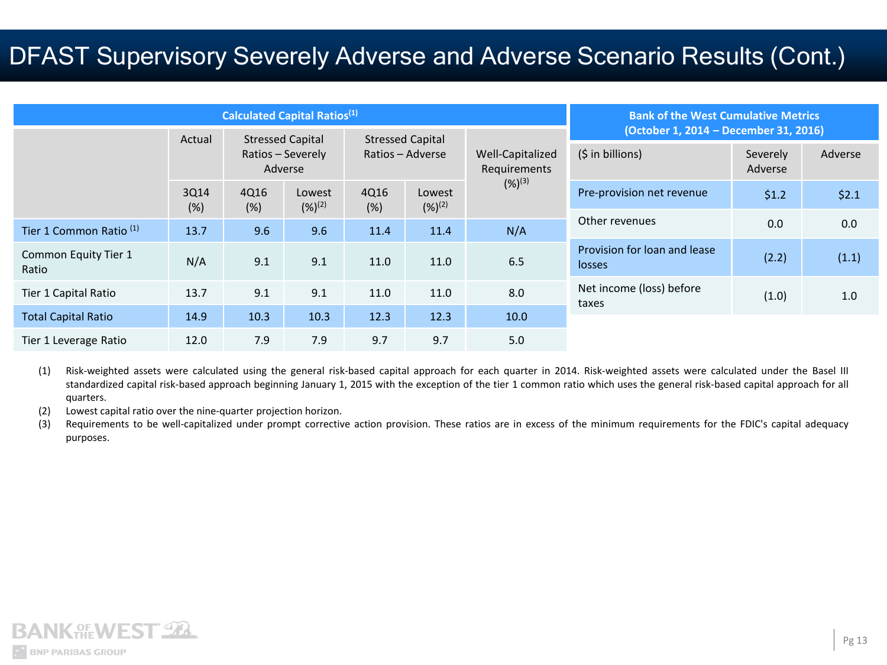# DFAST Supervisory Severely Adverse and Adverse Scenario Results (Cont.)

| Calculated Capital Ratios[1] | | | | | | |
|---|---|---|---|---|---|---|
| | Actual | Stressed Capital Ratios – Severely Adverse | | Stressed Capital Ratios – Adverse | | Well-Capitalized Requirements (%)[3] |
| | 3Q14 (%) | 4Q16 (%) | Lowest (%)[2] | 4Q16 (%) | Lowest (%)[2] | |
| Tier 1 Common Ratio [1] | 13.7 | 9.6 | 9.6 | 11.4 | 11.4 | N/A |
| Common Equity Tier 1 Ratio | N/A | 9.1 | 9.1 | 11.0 | 11.0 | 6.5 |
| Tier 1 Capital Ratio | 13.7 | 9.1 | 9.1 | 11.0 | 11.0 | 8.0 |
| Total Capital Ratio | 14.9 | 10.3 | 10.3 | 12.3 | 12.3 | 10.0 |
| Tier 1 Leverage Ratio | 12.0 | 7.9 | 7.9 | 9.7 | 9.7 | 5.0 |

| Bank of the West Cumulative Metrics (October 1, 2014 – December 31, 2016) | | |
|---|---|---|
| ($ in billions) | Severely Adverse | Adverse |
| Pre-provision net revenue | $1.2 | $2.1 |
| Other revenues | 0.0 | 0.0 |
| Provision for loan and lease losses | (2.2) | (1.1) |
| Net income (loss) before taxes | (1.0) | 1.0 |

(1) Risk-weighted assets were calculated using the general risk-based capital approach for each quarter in 2014. Risk-weighted assets were calculated under the Basel III standardized capital risk-based approach beginning January 1, 2015 with the exception of the tier 1 common ratio which uses the general risk-based capital approach for all quarters.

(2) Lowest capital ratio over the nine-quarter projection horizon.

(3) Requirements to be well-capitalized under prompt corrective action provision. These ratios are in excess of the minimum requirements for the FDIC's capital adequacy purposes.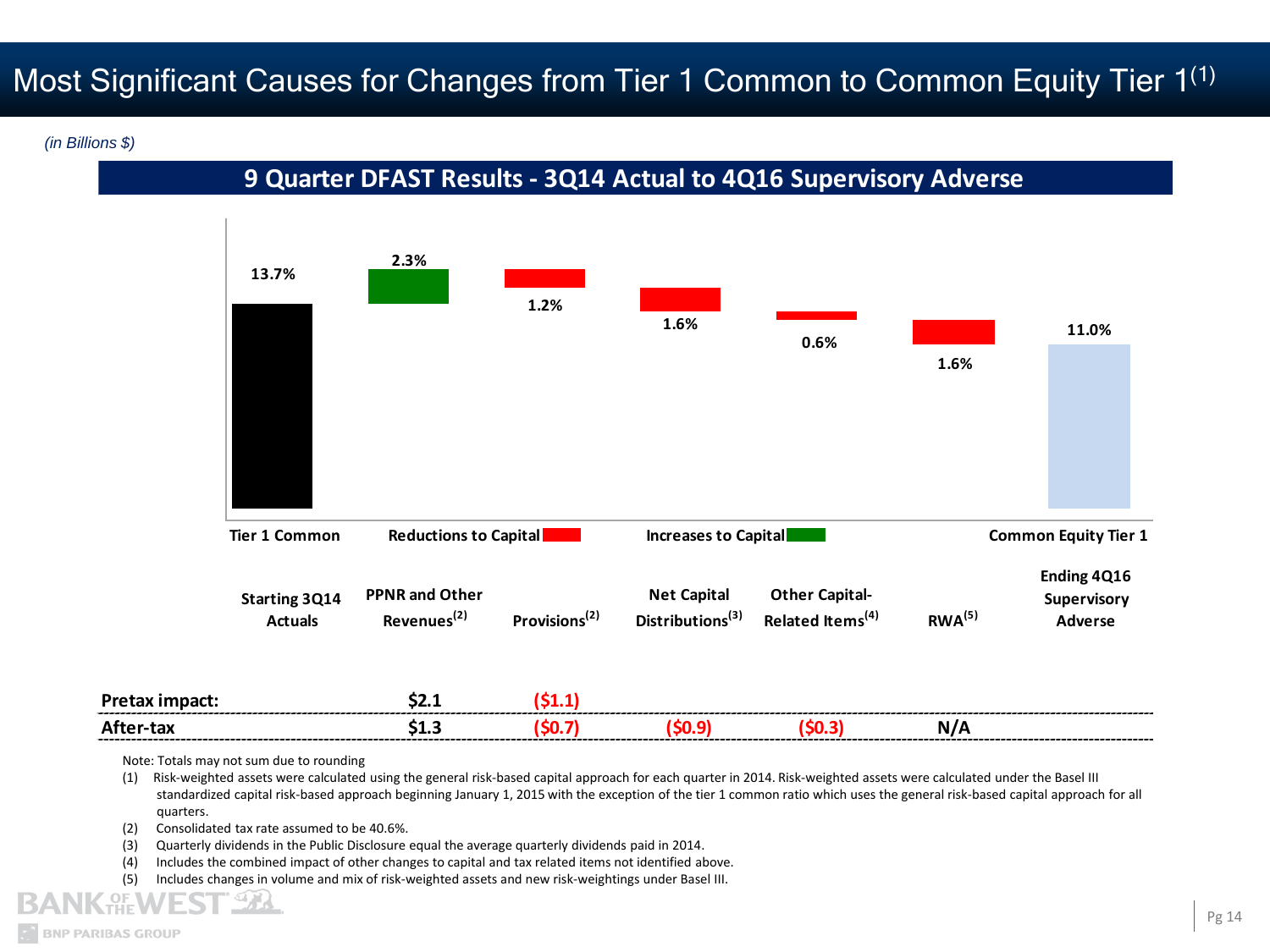# Most Significant Causes for Changes from Tier 1 Common to Common Equity Tier 1[1]

*(in Billions $)*

## 9 Quarter DFAST Results - 3Q14 Actual to 4Q16 Supervisory Adverse

| | Tier 1 Common | Reductions to Capital | | Increases to Capital | | | Common Equity Tier 1 |
|---|---|---|---|---|---|---|---|
| | Starting 3Q14 Actuals | PPNR and Other Revenues[2] | Provisions[2] | Net Capital Distributions[3] | Other Capital-Related Items[4] | RWA[5] | Ending 4Q16 Supervisory Adverse |
| Ratio | 13.7% | 2.3% | 1.2% | 1.6% | 0.6% | 1.6% | 11.0% |
| **Pretax impact:** | | **$2.1** | **($1.1)** | | | | |
| **After-tax** | | **$1.3** | **($0.7)** | **($0.9)** | **($0.3)** | **N/A** | |

Note: Totals may not sum due to rounding

(1) Risk-weighted assets were calculated using the general risk-based capital approach for each quarter in 2014. Risk-weighted assets were calculated under the Basel III standardized capital risk-based approach beginning January 1, 2015 with the exception of the tier 1 common ratio which uses the general risk-based capital approach for all quarters.

(2) Consolidated tax rate assumed to be 40.6%.

(3) Quarterly dividends in the Public Disclosure equal the average quarterly dividends paid in 2014.

(4) Includes the combined impact of other changes to capital and tax related items not identified above.

(5) Includes changes in volume and mix of risk-weighted assets and new risk-weightings under Basel III.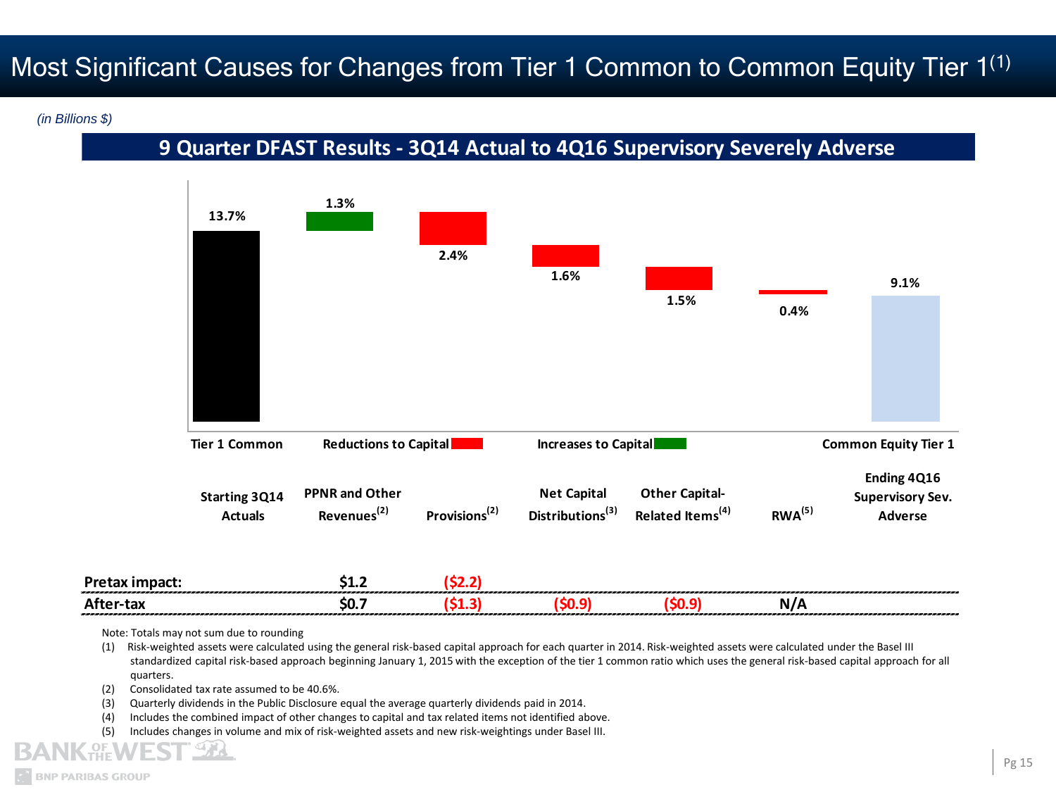# Most Significant Causes for Changes from Tier 1 Common to Common Equity Tier 1(1)

*(in Billions $)*

## 9 Quarter DFAST Results - 3Q14 Actual to 4Q16 Supervisory Severely Adverse

13.7%
1.3%
2.4%
1.6%
1.5%
0.4%
9.1%

Tier 1 Common
Reductions to Capital
Increases to Capital
Common Equity Tier 1

Starting 3Q14 Actuals
PPNR and Other Revenues(2)
Provisions(2)
Net Capital Distributions(3)
Other Capital-Related Items(4)
RWA(5)
Ending 4Q16 Supervisory Sev. Adverse

| | | | | | |
|---|---|---|---|---|---|
| **Pretax impact:** | **$1.2** | **($2.2)** | | | |
| **After-tax** | **$0.7** | **($1.3)** | **($0.9)** | **($0.9)** | **N/A** |

Note: Totals may not sum due to rounding

(1) Risk-weighted assets were calculated using the general risk-based capital approach for each quarter in 2014. Risk-weighted assets were calculated under the Basel III standardized capital risk-based approach beginning January 1, 2015 with the exception of the tier 1 common ratio which uses the general risk-based capital approach for all quarters.

(2) Consolidated tax rate assumed to be 40.6%.

(3) Quarterly dividends in the Public Disclosure equal the average quarterly dividends paid in 2014.

(4) Includes the combined impact of other changes to capital and tax related items not identified above.

(5) Includes changes in volume and mix of risk-weighted assets and new risk-weightings under Basel III.